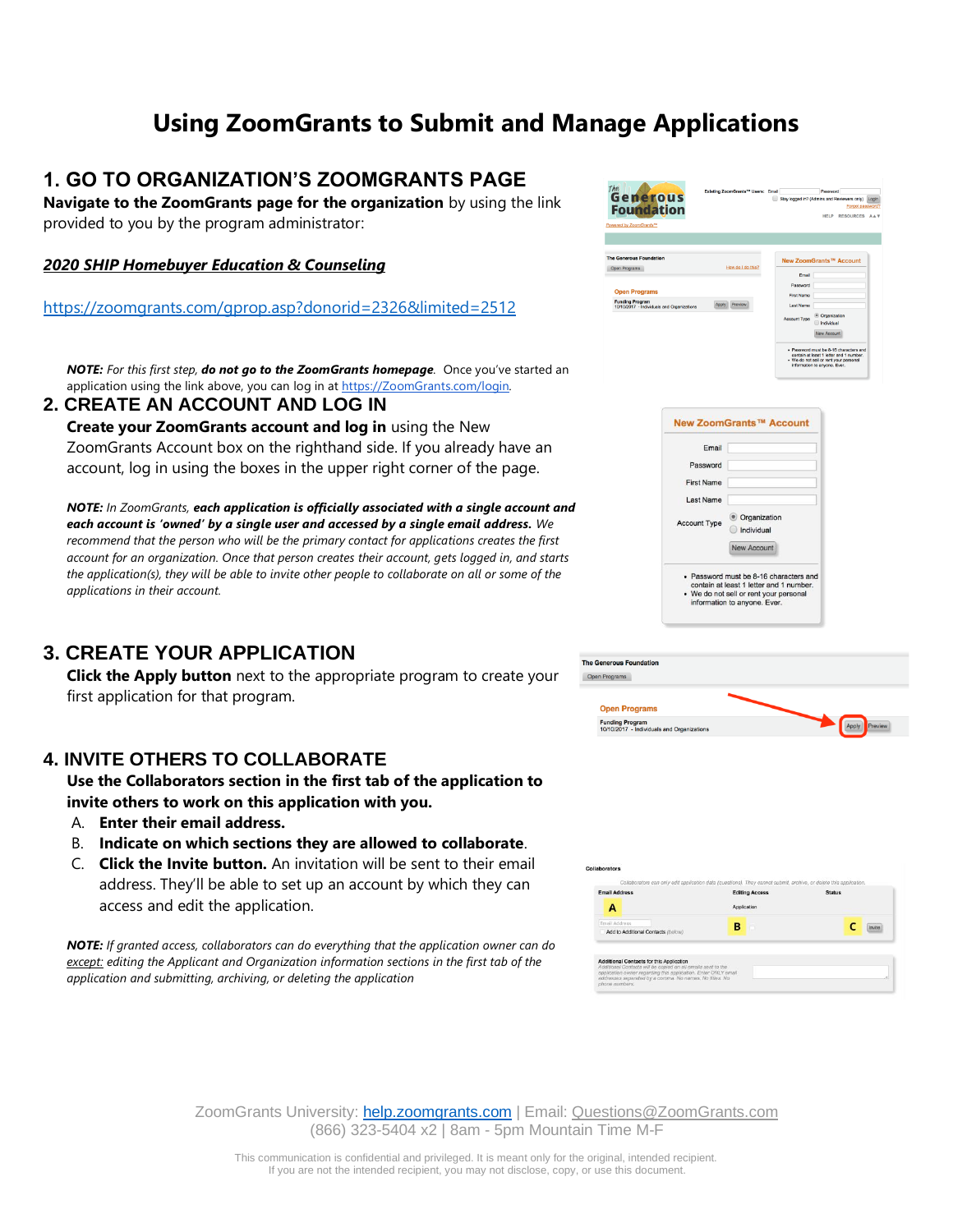# Using ZoomGrants to Submit and Manage Applications

## 1. GO TO ORGANIZATION'S ZOOMGRANTS PAGE

**Navigate to the ZoomGrants page for the organization** by using the link provided to you by the program administrator:

***2020 SHIP Homebuyer Education & Counseling***

https://zoomgrants.com/gprop.asp?donorid=2326&limited=2512

***NOTE:*** *For this first step,* ***do not go to the ZoomGrants homepage****.* Once you've started an application using the link above, you can log in at https://ZoomGrants.com/login.

## 2. CREATE AN ACCOUNT AND LOG IN

**Create your ZoomGrants account and log in** using the New ZoomGrants Account box on the righthand side. If you already have an account, log in using the boxes in the upper right corner of the page.

***NOTE:*** *In ZoomGrants,* ***each application is officially associated with a single account and each account is 'owned' by a single user and accessed by a single email address.*** *We recommend that the person who will be the primary contact for applications creates the first account for an organization. Once that person creates their account, gets logged in, and starts the application(s), they will be able to invite other people to collaborate on all or some of the applications in their account.*

## 3. CREATE YOUR APPLICATION

**Click the Apply button** next to the appropriate program to create your first application for that program.

## 4. INVITE OTHERS TO COLLABORATE

**Use the Collaborators section in the first tab of the application to invite others to work on this application with you.**

A. **Enter their email address.**
B. **Indicate on which sections they are allowed to collaborate**.
C. **Click the Invite button.** An invitation will be sent to their email address. They'll be able to set up an account by which they can access and edit the application.

***NOTE:*** *If granted access, collaborators can do everything that the application owner can do* *__except:__* *editing the Applicant and Organization information sections in the first tab of the application and submitting, archiving, or deleting the application*

ZoomGrants University: help.zoomgrants.com | Email: Questions@ZoomGrants.com
(866) 323-5404 x2 | 8am - 5pm Mountain Time M-F

This communication is confidential and privileged. It is meant only for the original, intended recipient.
If you are not the intended recipient, you may not disclose, copy, or use this document.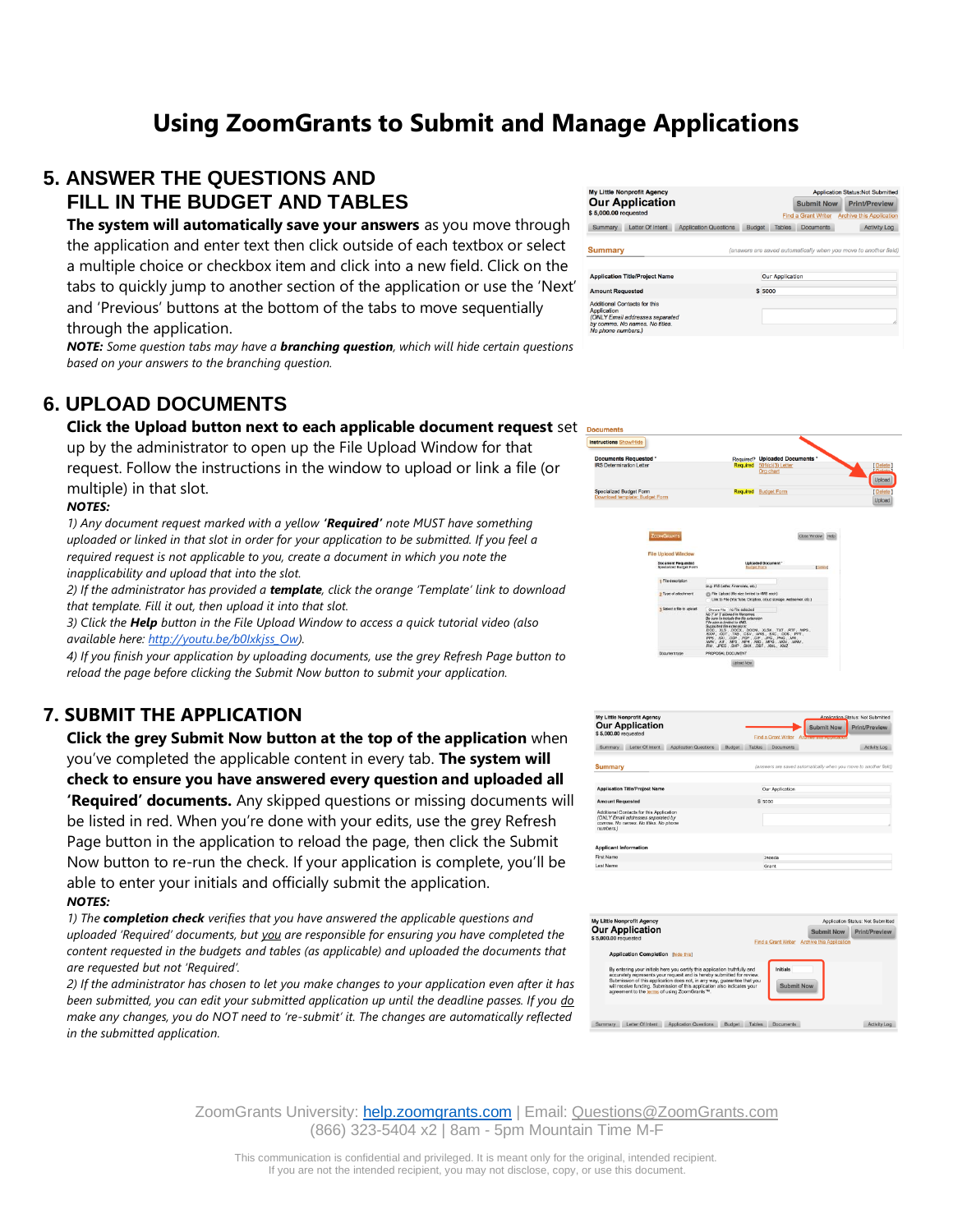# Using ZoomGrants to Submit and Manage Applications

## 5. ANSWER THE QUESTIONS AND FILL IN THE BUDGET AND TABLES

**The system will automatically save your answers** as you move through the application and enter text then click outside of each textbox or select a multiple choice or checkbox item and click into a new field. Click on the tabs to quickly jump to another section of the application or use the 'Next' and 'Previous' buttons at the bottom of the tabs to move sequentially through the application.

***NOTE:*** *Some question tabs may have a* ***branching question****, which will hide certain questions based on your answers to the branching question.*

## 6. UPLOAD DOCUMENTS

**Click the Upload button next to each applicable document request** set up by the administrator to open up the File Upload Window for that request. Follow the instructions in the window to upload or link a file (or multiple) in that slot.

***NOTES:***

*1) Any document request marked with a yellow* ***'Required'*** *note MUST have something uploaded or linked in that slot in order for your application to be submitted. If you feel a required request is not applicable to you, create a document in which you note the inapplicability and upload that into the slot.*

*2) If the administrator has provided a* ***template****, click the orange 'Template' link to download that template. Fill it out, then upload it into that slot.*

*3) Click the* ***Help*** *button in the File Upload Window to access a quick tutorial video (also available here: http://youtu.be/b0lxkjss_Ow).*

*4) If you finish your application by uploading documents, use the grey Refresh Page button to reload the page before clicking the Submit Now button to submit your application.*

## 7. SUBMIT THE APPLICATION

**Click the grey Submit Now button at the top of the application** when you've completed the applicable content in every tab. **The system will check to ensure you have answered every question and uploaded all 'Required' documents.** Any skipped questions or missing documents will be listed in red. When you're done with your edits, use the grey Refresh Page button in the application to reload the page, then click the Submit Now button to re-run the check. If your application is complete, you'll be able to enter your initials and officially submit the application.

***NOTES:***

*1) The* ***completion check*** *verifies that you have answered the applicable questions and uploaded 'Required' documents, but you are responsible for ensuring you have completed the content requested in the budgets and tables (as applicable) and uploaded the documents that are requested but not 'Required'.*

*2) If the administrator has chosen to let you make changes to your application even after it has been submitted, you can edit your submitted application up until the deadline passes. If you do make any changes, you do NOT need to 're-submit' it. The changes are automatically reflected in the submitted application.*

ZoomGrants University: help.zoomgrants.com | Email: Questions@ZoomGrants.com
(866) 323-5404 x2 | 8am - 5pm Mountain Time M-F

This communication is confidential and privileged. It is meant only for the original, intended recipient.
If you are not the intended recipient, you may not disclose, copy, or use this document.